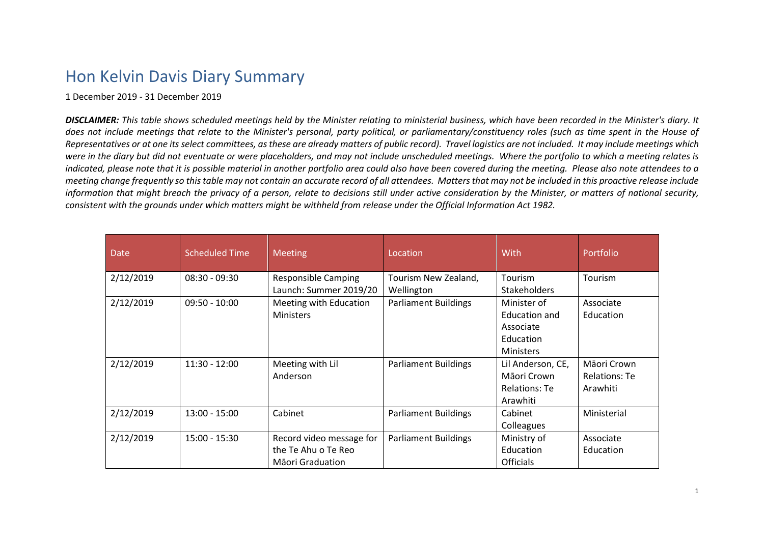# Hon Kelvin Davis Diary Summary

1 December 2019 - 31 December 2019

***DISCLAIMER:** This table shows scheduled meetings held by the Minister relating to ministerial business, which have been recorded in the Minister's diary. It does not include meetings that relate to the Minister's personal, party political, or parliamentary/constituency roles (such as time spent in the House of Representatives or at one its select committees, as these are already matters of public record). Travel logistics are not included. It may include meetings which were in the diary but did not eventuate or were placeholders, and may not include unscheduled meetings. Where the portfolio to which a meeting relates is indicated, please note that it is possible material in another portfolio area could also have been covered during the meeting. Please also note attendees to a meeting change frequently so this table may not contain an accurate record of all attendees. Matters that may not be included in this proactive release include information that might breach the privacy of a person, relate to decisions still under active consideration by the Minister, or matters of national security, consistent with the grounds under which matters might be withheld from release under the Official Information Act 1982.*

| Date | Scheduled Time | Meeting | Location | With | Portfolio |
|---|---|---|---|---|---|
| 2/12/2019 | 08:30 - 09:30 | Responsible Camping Launch: Summer 2019/20 | Tourism New Zealand, Wellington | Tourism Stakeholders | Tourism |
| 2/12/2019 | 09:50 - 10:00 | Meeting with Education Ministers | Parliament Buildings | Minister of Education and Associate Education Ministers | Associate Education |
| 2/12/2019 | 11:30 - 12:00 | Meeting with Lil Anderson | Parliament Buildings | Lil Anderson, CE, Māori Crown Relations: Te Arawhiti | Māori Crown Relations: Te Arawhiti |
| 2/12/2019 | 13:00 - 15:00 | Cabinet | Parliament Buildings | Cabinet Colleagues | Ministerial |
| 2/12/2019 | 15:00 - 15:30 | Record video message for the Te Ahu o Te Reo Māori Graduation | Parliament Buildings | Ministry of Education Officials | Associate Education |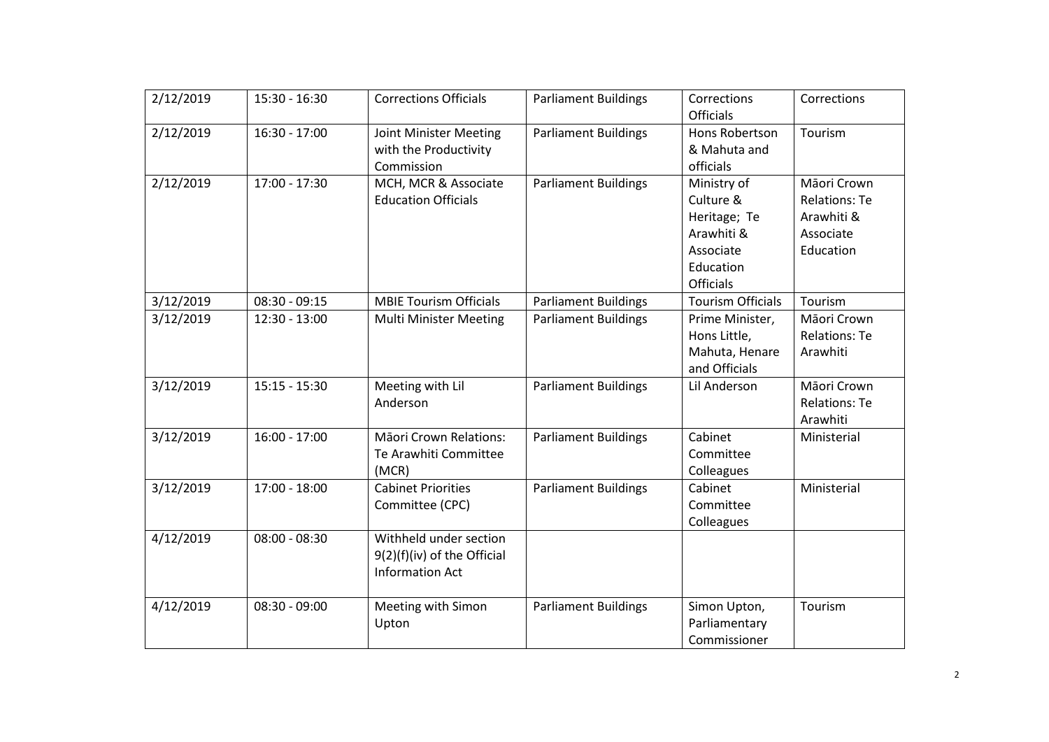| 2/12/2019 | 15:30 - 16:30 | Corrections Officials | Parliament Buildings | Corrections Officials | Corrections |
|---|---|---|---|---|---|
| 2/12/2019 | 16:30 - 17:00 | Joint Minister Meeting with the Productivity Commission | Parliament Buildings | Hons Robertson & Mahuta and officials | Tourism |
| 2/12/2019 | 17:00 - 17:30 | MCH, MCR & Associate Education Officials | Parliament Buildings | Ministry of Culture & Heritage; Te Arawhiti & Associate Education Officials | Māori Crown Relations: Te Arawhiti & Associate Education |
| 3/12/2019 | 08:30 - 09:15 | MBIE Tourism Officials | Parliament Buildings | Tourism Officials | Tourism |
| 3/12/2019 | 12:30 - 13:00 | Multi Minister Meeting | Parliament Buildings | Prime Minister, Hons Little, Mahuta, Henare and Officials | Māori Crown Relations: Te Arawhiti |
| 3/12/2019 | 15:15 - 15:30 | Meeting with Lil Anderson | Parliament Buildings | Lil Anderson | Māori Crown Relations: Te Arawhiti |
| 3/12/2019 | 16:00 - 17:00 | Māori Crown Relations: Te Arawhiti Committee (MCR) | Parliament Buildings | Cabinet Committee Colleagues | Ministerial |
| 3/12/2019 | 17:00 - 18:00 | Cabinet Priorities Committee (CPC) | Parliament Buildings | Cabinet Committee Colleagues | Ministerial |
| 4/12/2019 | 08:00 - 08:30 | Withheld under section 9(2)(f)(iv) of the Official Information Act | | | |
| 4/12/2019 | 08:30 - 09:00 | Meeting with Simon Upton | Parliament Buildings | Simon Upton, Parliamentary Commissioner | Tourism |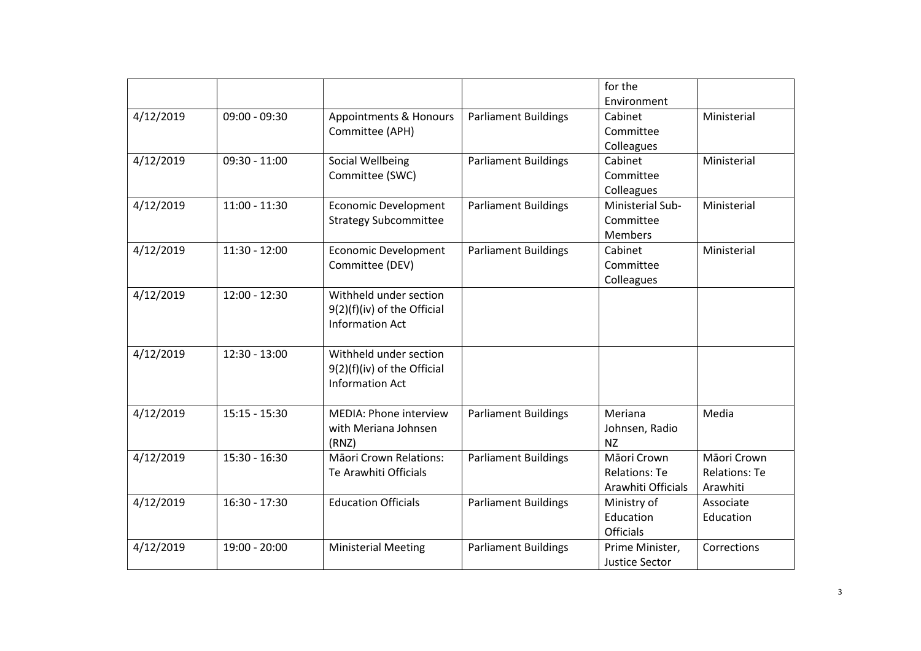| | | | | for the Environment | |
|---|---|---|---|---|---|
| 4/12/2019 | 09:00 - 09:30 | Appointments & Honours Committee (APH) | Parliament Buildings | Cabinet Committee Colleagues | Ministerial |
| 4/12/2019 | 09:30 - 11:00 | Social Wellbeing Committee (SWC) | Parliament Buildings | Cabinet Committee Colleagues | Ministerial |
| 4/12/2019 | 11:00 - 11:30 | Economic Development Strategy Subcommittee | Parliament Buildings | Ministerial Sub-Committee Members | Ministerial |
| 4/12/2019 | 11:30 - 12:00 | Economic Development Committee (DEV) | Parliament Buildings | Cabinet Committee Colleagues | Ministerial |
| 4/12/2019 | 12:00 - 12:30 | Withheld under section 9(2)(f)(iv) of the Official Information Act | | | |
| 4/12/2019 | 12:30 - 13:00 | Withheld under section 9(2)(f)(iv) of the Official Information Act | | | |
| 4/12/2019 | 15:15 - 15:30 | MEDIA: Phone interview with Meriana Johnsen (RNZ) | Parliament Buildings | Meriana Johnsen, Radio NZ | Media |
| 4/12/2019 | 15:30 - 16:30 | Māori Crown Relations: Te Arawhiti Officials | Parliament Buildings | Māori Crown Relations: Te Arawhiti Officials | Māori Crown Relations: Te Arawhiti |
| 4/12/2019 | 16:30 - 17:30 | Education Officials | Parliament Buildings | Ministry of Education Officials | Associate Education |
| 4/12/2019 | 19:00 - 20:00 | Ministerial Meeting | Parliament Buildings | Prime Minister, Justice Sector | Corrections |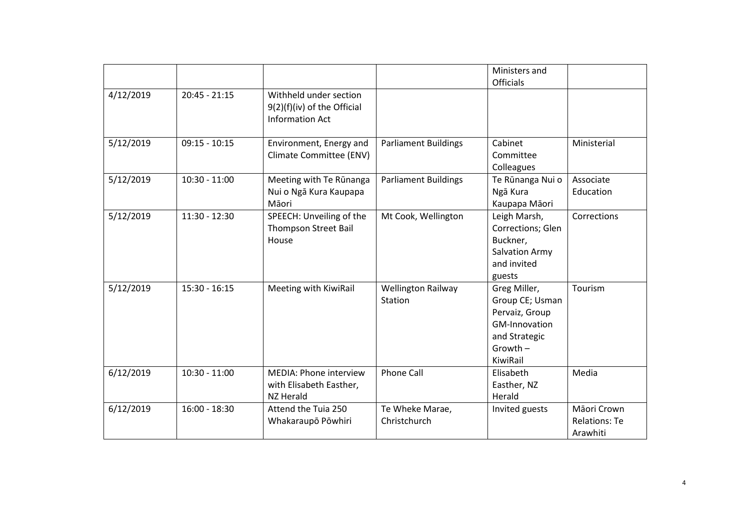| | | | | Ministers and Officials | |
|---|---|---|---|---|---|
| 4/12/2019 | 20:45 - 21:15 | Withheld under section 9(2)(f)(iv) of the Official Information Act | | | |
| 5/12/2019 | 09:15 - 10:15 | Environment, Energy and Climate Committee (ENV) | Parliament Buildings | Cabinet Committee Colleagues | Ministerial |
| 5/12/2019 | 10:30 - 11:00 | Meeting with Te Rūnanga Nui o Ngā Kura Kaupapa Māori | Parliament Buildings | Te Rūnanga Nui o Ngā Kura Kaupapa Māori | Associate Education |
| 5/12/2019 | 11:30 - 12:30 | SPEECH: Unveiling of the Thompson Street Bail House | Mt Cook, Wellington | Leigh Marsh, Corrections; Glen Buckner, Salvation Army and invited guests | Corrections |
| 5/12/2019 | 15:30 - 16:15 | Meeting with KiwiRail | Wellington Railway Station | Greg Miller, Group CE; Usman Pervaiz, Group GM-Innovation and Strategic Growth – KiwiRail | Tourism |
| 6/12/2019 | 10:30 - 11:00 | MEDIA: Phone interview with Elisabeth Easther, NZ Herald | Phone Call | Elisabeth Easther, NZ Herald | Media |
| 6/12/2019 | 16:00 - 18:30 | Attend the Tuia 250 Whakaraupō Pōwhiri | Te Wheke Marae, Christchurch | Invited guests | Māori Crown Relations: Te Arawhiti |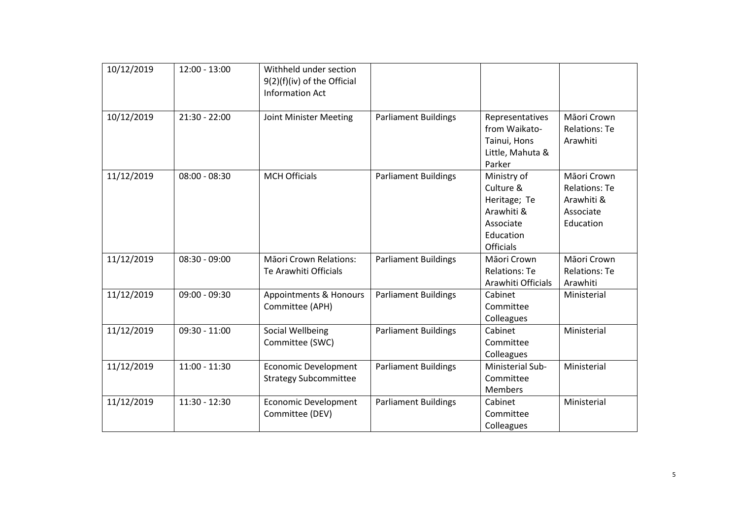| 10/12/2019 | 12:00 - 13:00 | Withheld under section 9(2)(f)(iv) of the Official Information Act | | | |
|---|---|---|---|---|---|
| 10/12/2019 | 21:30 - 22:00 | Joint Minister Meeting | Parliament Buildings | Representatives from Waikato-Tainui, Hons Little, Mahuta & Parker | Māori Crown Relations: Te Arawhiti |
| 11/12/2019 | 08:00 - 08:30 | MCH Officials | Parliament Buildings | Ministry of Culture & Heritage; Te Arawhiti & Associate Education Officials | Māori Crown Relations: Te Arawhiti & Associate Education |
| 11/12/2019 | 08:30 - 09:00 | Māori Crown Relations: Te Arawhiti Officials | Parliament Buildings | Māori Crown Relations: Te Arawhiti Officials | Māori Crown Relations: Te Arawhiti |
| 11/12/2019 | 09:00 - 09:30 | Appointments & Honours Committee (APH) | Parliament Buildings | Cabinet Committee Colleagues | Ministerial |
| 11/12/2019 | 09:30 - 11:00 | Social Wellbeing Committee (SWC) | Parliament Buildings | Cabinet Committee Colleagues | Ministerial |
| 11/12/2019 | 11:00 - 11:30 | Economic Development Strategy Subcommittee | Parliament Buildings | Ministerial Sub-Committee Members | Ministerial |
| 11/12/2019 | 11:30 - 12:30 | Economic Development Committee (DEV) | Parliament Buildings | Cabinet Committee Colleagues | Ministerial |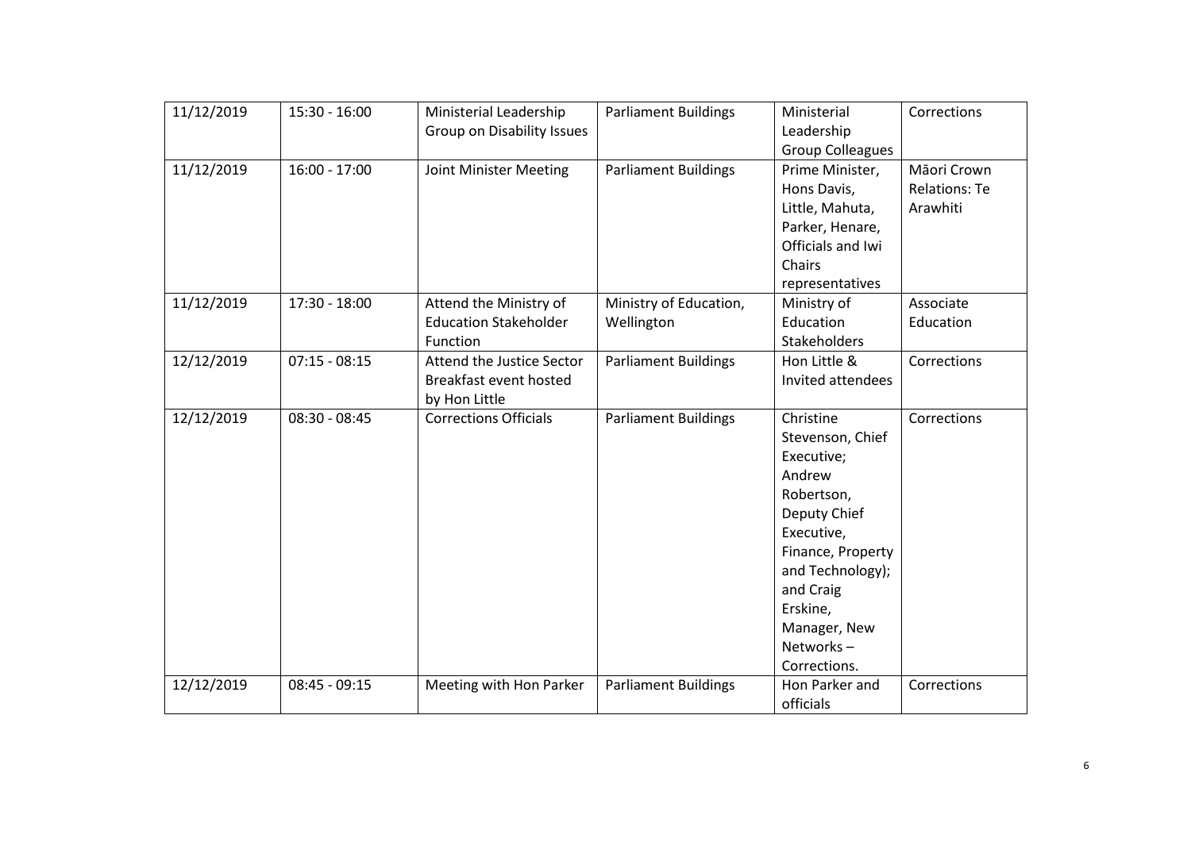| 11/12/2019 | 15:30 - 16:00 | Ministerial Leadership Group on Disability Issues | Parliament Buildings | Ministerial Leadership Group Colleagues | Corrections |
|---|---|---|---|---|---|
| 11/12/2019 | 16:00 - 17:00 | Joint Minister Meeting | Parliament Buildings | Prime Minister, Hons Davis, Little, Mahuta, Parker, Henare, Officials and Iwi Chairs representatives | Māori Crown Relations: Te Arawhiti |
| 11/12/2019 | 17:30 - 18:00 | Attend the Ministry of Education Stakeholder Function | Ministry of Education, Wellington | Ministry of Education Stakeholders | Associate Education |
| 12/12/2019 | 07:15 - 08:15 | Attend the Justice Sector Breakfast event hosted by Hon Little | Parliament Buildings | Hon Little & Invited attendees | Corrections |
| 12/12/2019 | 08:30 - 08:45 | Corrections Officials | Parliament Buildings | Christine Stevenson, Chief Executive; Andrew Robertson, Deputy Chief Executive, Finance, Property and Technology); and Craig Erskine, Manager, New Networks – Corrections. | Corrections |
| 12/12/2019 | 08:45 - 09:15 | Meeting with Hon Parker | Parliament Buildings | Hon Parker and officials | Corrections |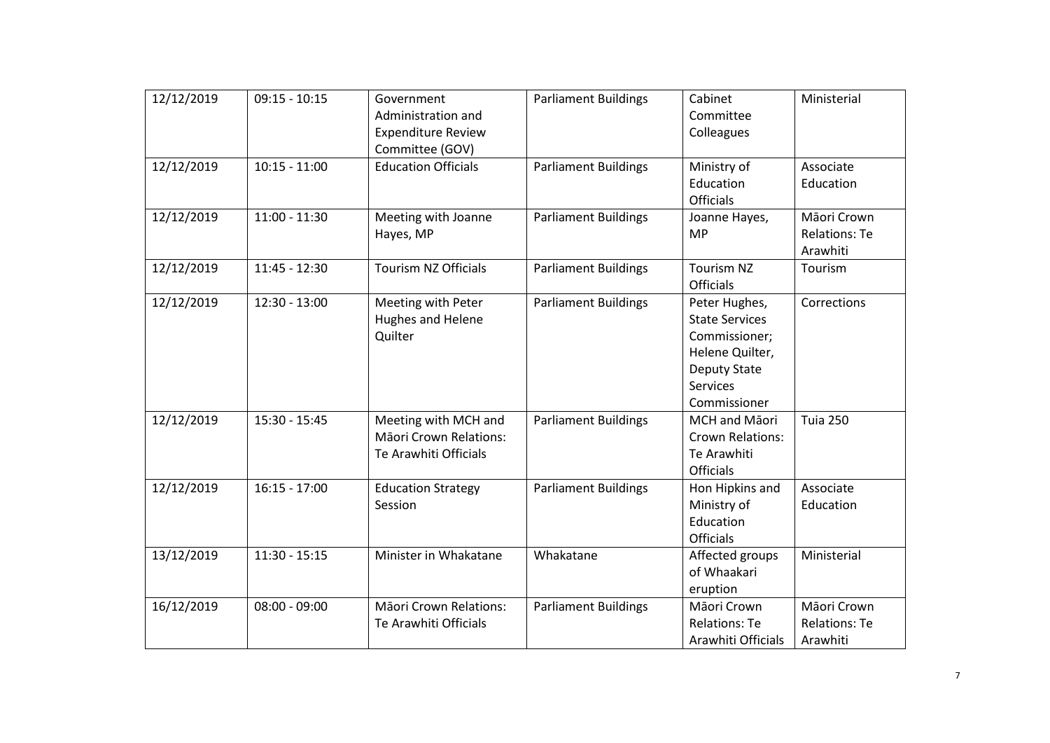| 12/12/2019 | 09:15 - 10:15 | Government Administration and Expenditure Review Committee (GOV) | Parliament Buildings | Cabinet Committee Colleagues | Ministerial |
|---|---|---|---|---|---|
| 12/12/2019 | 10:15 - 11:00 | Education Officials | Parliament Buildings | Ministry of Education Officials | Associate Education |
| 12/12/2019 | 11:00 - 11:30 | Meeting with Joanne Hayes, MP | Parliament Buildings | Joanne Hayes, MP | Māori Crown Relations: Te Arawhiti |
| 12/12/2019 | 11:45 - 12:30 | Tourism NZ Officials | Parliament Buildings | Tourism NZ Officials | Tourism |
| 12/12/2019 | 12:30 - 13:00 | Meeting with Peter Hughes and Helene Quilter | Parliament Buildings | Peter Hughes, State Services Commissioner; Helene Quilter, Deputy State Services Commissioner | Corrections |
| 12/12/2019 | 15:30 - 15:45 | Meeting with MCH and Māori Crown Relations: Te Arawhiti Officials | Parliament Buildings | MCH and Māori Crown Relations: Te Arawhiti Officials | Tuia 250 |
| 12/12/2019 | 16:15 - 17:00 | Education Strategy Session | Parliament Buildings | Hon Hipkins and Ministry of Education Officials | Associate Education |
| 13/12/2019 | 11:30 - 15:15 | Minister in Whakatane | Whakatane | Affected groups of Whaakari eruption | Ministerial |
| 16/12/2019 | 08:00 - 09:00 | Māori Crown Relations: Te Arawhiti Officials | Parliament Buildings | Māori Crown Relations: Te Arawhiti Officials | Māori Crown Relations: Te Arawhiti |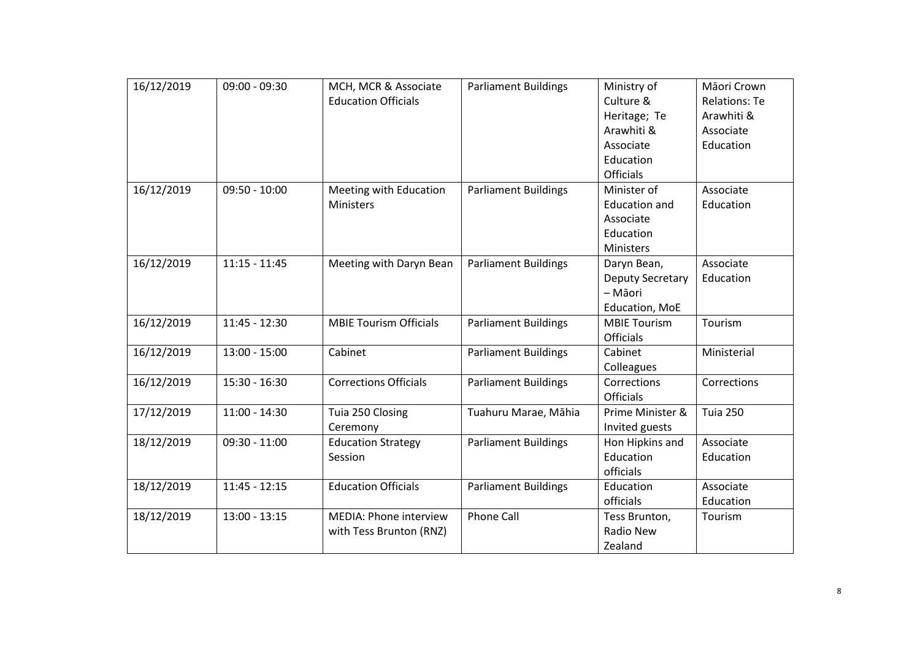| 16/12/2019 | 09:00 - 09:30 | MCH, MCR & Associate Education Officials | Parliament Buildings | Ministry of Culture & Heritage; Te Arawhiti & Associate Education Officials | Māori Crown Relations: Te Arawhiti & Associate Education |
|---|---|---|---|---|---|
| 16/12/2019 | 09:50 - 10:00 | Meeting with Education Ministers | Parliament Buildings | Minister of Education and Associate Education Ministers | Associate Education |
| 16/12/2019 | 11:15 - 11:45 | Meeting with Daryn Bean | Parliament Buildings | Daryn Bean, Deputy Secretary – Māori Education, MoE | Associate Education |
| 16/12/2019 | 11:45 - 12:30 | MBIE Tourism Officials | Parliament Buildings | MBIE Tourism Officials | Tourism |
| 16/12/2019 | 13:00 - 15:00 | Cabinet | Parliament Buildings | Cabinet Colleagues | Ministerial |
| 16/12/2019 | 15:30 - 16:30 | Corrections Officials | Parliament Buildings | Corrections Officials | Corrections |
| 17/12/2019 | 11:00 - 14:30 | Tuia 250 Closing Ceremony | Tuahuru Marae, Māhia | Prime Minister & Invited guests | Tuia 250 |
| 18/12/2019 | 09:30 - 11:00 | Education Strategy Session | Parliament Buildings | Hon Hipkins and Education officials | Associate Education |
| 18/12/2019 | 11:45 - 12:15 | Education Officials | Parliament Buildings | Education officials | Associate Education |
| 18/12/2019 | 13:00 - 13:15 | MEDIA: Phone interview with Tess Brunton (RNZ) | Phone Call | Tess Brunton, Radio New Zealand | Tourism |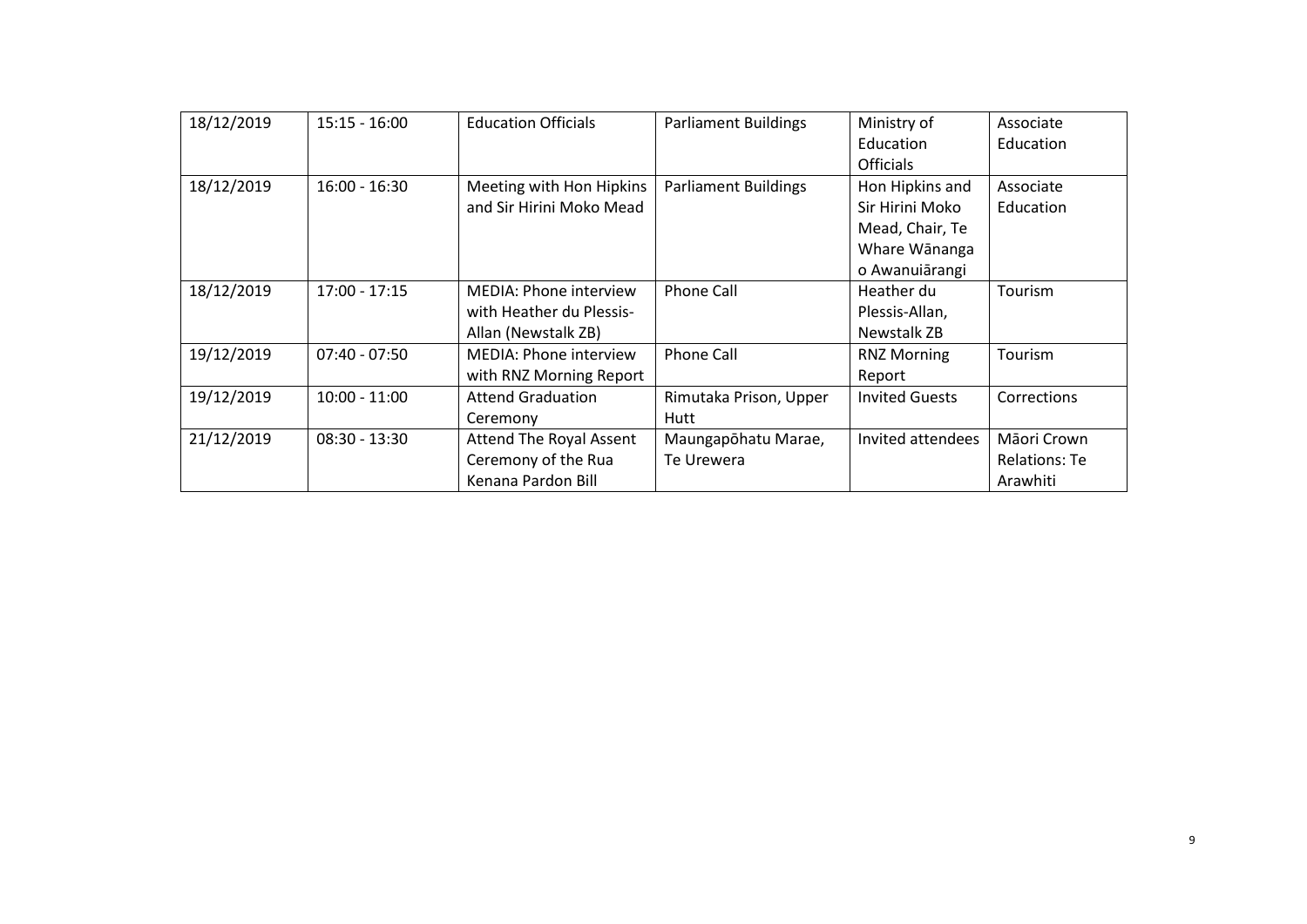| | | | | | |
|---|---|---|---|---|---|
| 18/12/2019 | 15:15 - 16:00 | Education Officials | Parliament Buildings | Ministry of Education Officials | Associate Education |
| 18/12/2019 | 16:00 - 16:30 | Meeting with Hon Hipkins and Sir Hirini Moko Mead | Parliament Buildings | Hon Hipkins and Sir Hirini Moko Mead, Chair, Te Whare Wānanga o Awanuiārangi | Associate Education |
| 18/12/2019 | 17:00 - 17:15 | MEDIA: Phone interview with Heather du Plessis-Allan (Newstalk ZB) | Phone Call | Heather du Plessis-Allan, Newstalk ZB | Tourism |
| 19/12/2019 | 07:40 - 07:50 | MEDIA: Phone interview with RNZ Morning Report | Phone Call | RNZ Morning Report | Tourism |
| 19/12/2019 | 10:00 - 11:00 | Attend Graduation Ceremony | Rimutaka Prison, Upper Hutt | Invited Guests | Corrections |
| 21/12/2019 | 08:30 - 13:30 | Attend The Royal Assent Ceremony of the Rua Kenana Pardon Bill | Maungapōhatu Marae, Te Urewera | Invited attendees | Māori Crown Relations: Te Arawhiti |